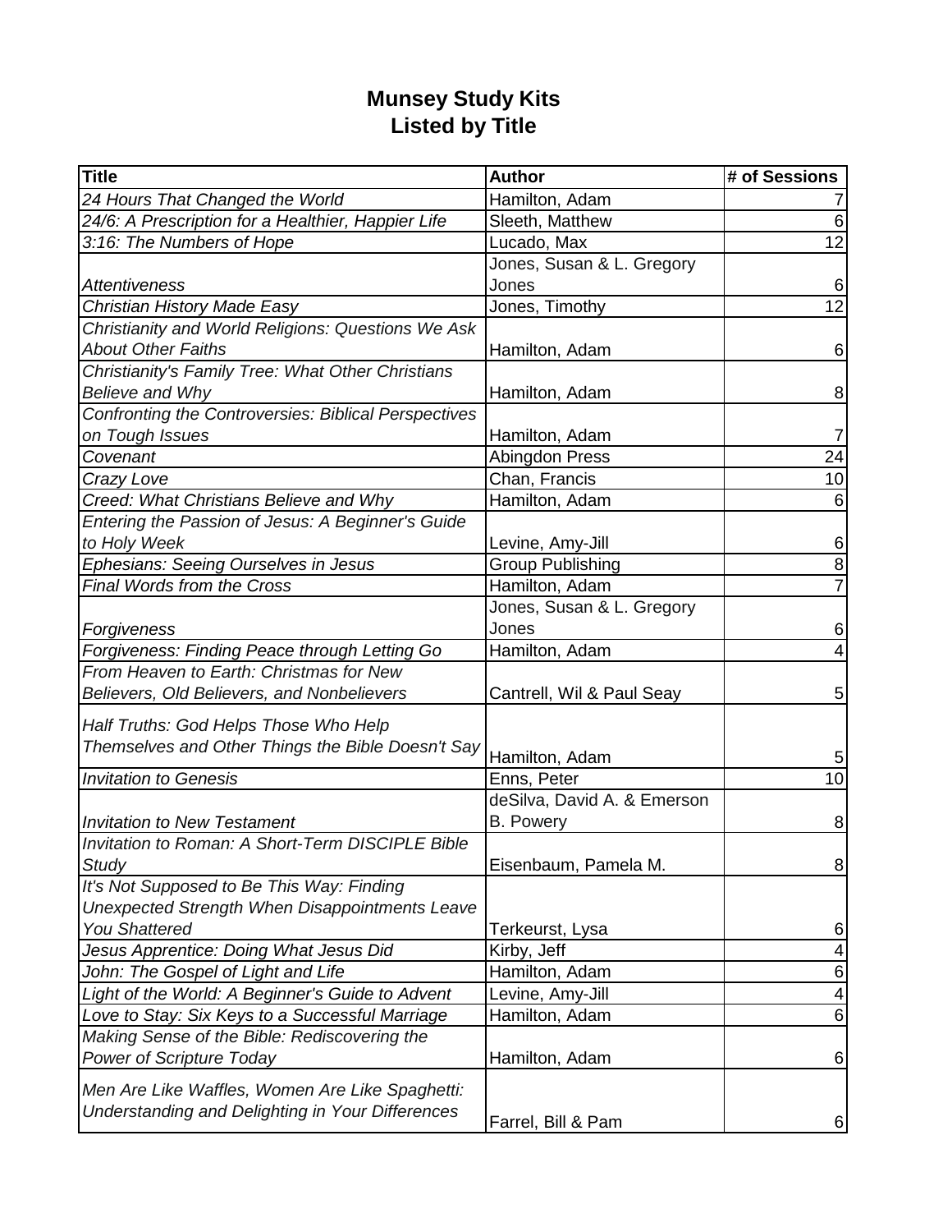# Munsey Study Kits
## Listed by Title

| Title | Author | # of Sessions |
|---|---|---|
| *24 Hours That Changed the World* | Hamilton, Adam | 7 |
| *24/6: A Prescription for a Healthier, Happier Life* | Sleeth, Matthew | 6 |
| *3:16: The Numbers of Hope* | Lucado, Max | 12 |
| *Attentiveness* | Jones, Susan & L. Gregory Jones | 6 |
| *Christian History Made Easy* | Jones, Timothy | 12 |
| *Christianity and World Religions: Questions We Ask About Other Faiths* | Hamilton, Adam | 6 |
| *Christianity's Family Tree: What Other Christians Believe and Why* | Hamilton, Adam | 8 |
| *Confronting the Controversies: Biblical Perspectives on Tough Issues* | Hamilton, Adam | 7 |
| *Covenant* | Abingdon Press | 24 |
| *Crazy Love* | Chan, Francis | 10 |
| *Creed: What Christians Believe and Why* | Hamilton, Adam | 6 |
| *Entering the Passion of Jesus: A Beginner's Guide to Holy Week* | Levine, Amy-Jill | 6 |
| *Ephesians: Seeing Ourselves in Jesus* | Group Publishing | 8 |
| *Final Words from the Cross* | Hamilton, Adam | 7 |
| *Forgiveness* | Jones, Susan & L. Gregory Jones | 6 |
| *Forgiveness: Finding Peace through Letting Go* | Hamilton, Adam | 4 |
| *From Heaven to Earth: Christmas for New Believers, Old Believers, and Nonbelievers* | Cantrell, Wil & Paul Seay | 5 |
| *Half Truths: God Helps Those Who Help Themselves and Other Things the Bible Doesn't Say* | Hamilton, Adam | 5 |
| *Invitation to Genesis* | Enns, Peter | 10 |
| *Invitation to New Testament* | deSilva, David A. & Emerson B. Powery | 8 |
| *Invitation to Roman: A Short-Term DISCIPLE Bible Study* | Eisenbaum, Pamela M. | 8 |
| *It's Not Supposed to Be This Way: Finding Unexpected Strength When Disappointments Leave You Shattered* | Terkeurst, Lysa | 6 |
| *Jesus Apprentice: Doing What Jesus Did* | Kirby, Jeff | 4 |
| *John: The Gospel of Light and Life* | Hamilton, Adam | 6 |
| *Light of the World: A Beginner's Guide to Advent* | Levine, Amy-Jill | 4 |
| *Love to Stay: Six Keys to a Successful Marriage* | Hamilton, Adam | 6 |
| *Making Sense of the Bible: Rediscovering the Power of Scripture Today* | Hamilton, Adam | 6 |
| *Men Are Like Waffles, Women Are Like Spaghetti: Understanding and Delighting in Your Differences* | Farrel, Bill & Pam | 6 |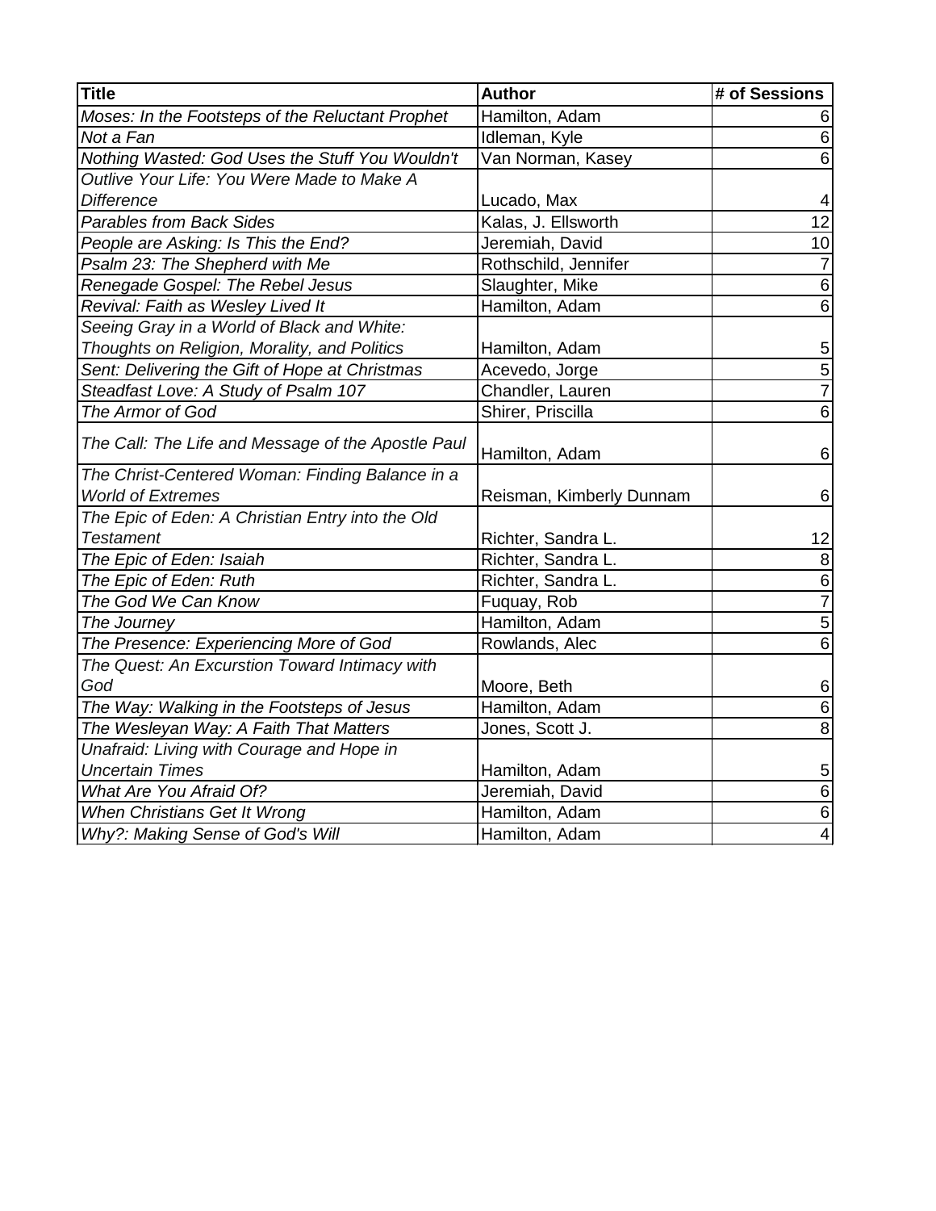| Title | Author | # of Sessions |
|---|---|---|
| *Moses: In the Footsteps of the Reluctant Prophet* | Hamilton, Adam | 6 |
| *Not a Fan* | Idleman, Kyle | 6 |
| *Nothing Wasted: God Uses the Stuff You Wouldn't* | Van Norman, Kasey | 6 |
| *Outlive Your Life: You Were Made to Make A Difference* | Lucado, Max | 4 |
| *Parables from Back Sides* | Kalas, J. Ellsworth | 12 |
| *People are Asking: Is This the End?* | Jeremiah, David | 10 |
| *Psalm 23: The Shepherd with Me* | Rothschild, Jennifer | 7 |
| *Renegade Gospel: The Rebel Jesus* | Slaughter, Mike | 6 |
| *Revival: Faith as Wesley Lived It* | Hamilton, Adam | 6 |
| *Seeing Gray in a World of Black and White: Thoughts on Religion, Morality, and Politics* | Hamilton, Adam | 5 |
| *Sent: Delivering the Gift of Hope at Christmas* | Acevedo, Jorge | 5 |
| *Steadfast Love: A Study of Psalm 107* | Chandler, Lauren | 7 |
| *The Armor of God* | Shirer, Priscilla | 6 |
| *The Call: The Life and Message of the Apostle Paul* | Hamilton, Adam | 6 |
| *The Christ-Centered Woman: Finding Balance in a World of Extremes* | Reisman, Kimberly Dunnam | 6 |
| *The Epic of Eden: A Christian Entry into the Old Testament* | Richter, Sandra L. | 12 |
| *The Epic of Eden: Isaiah* | Richter, Sandra L. | 8 |
| *The Epic of Eden: Ruth* | Richter, Sandra L. | 6 |
| *The God We Can Know* | Fuquay, Rob | 7 |
| *The Journey* | Hamilton, Adam | 5 |
| *The Presence: Experiencing More of God* | Rowlands, Alec | 6 |
| *The Quest: An Excurstion Toward Intimacy with God* | Moore, Beth | 6 |
| *The Way: Walking in the Footsteps of Jesus* | Hamilton, Adam | 6 |
| *The Wesleyan Way: A Faith That Matters* | Jones, Scott J. | 8 |
| *Unafraid: Living with Courage and Hope in Uncertain Times* | Hamilton, Adam | 5 |
| *What Are You Afraid Of?* | Jeremiah, David | 6 |
| *When Christians Get It Wrong* | Hamilton, Adam | 6 |
| *Why?: Making Sense of God's Will* | Hamilton, Adam | 4 |